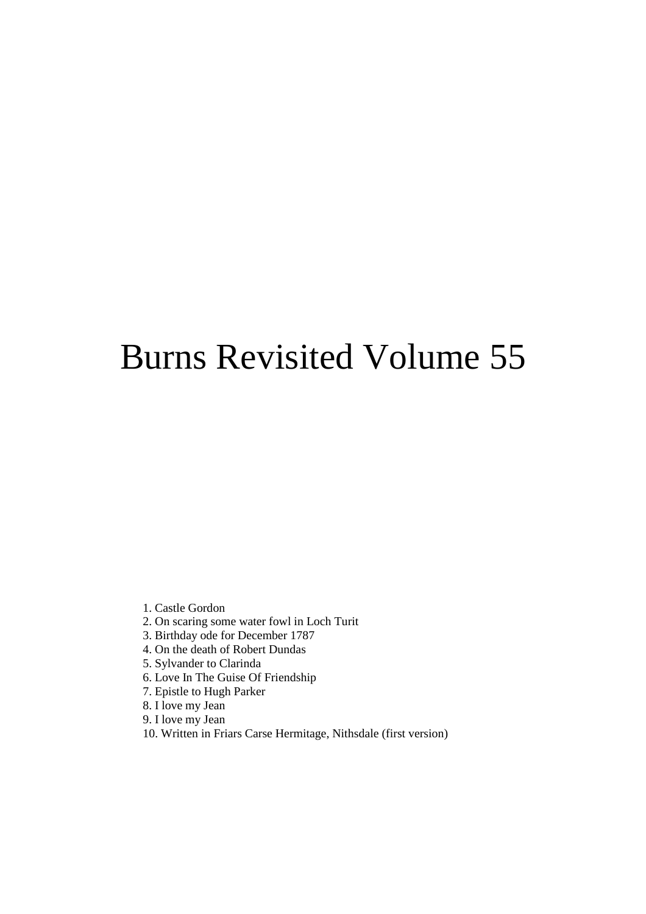# Burns Revisited Volume 55

1. Castle Gordon
2. On scaring some water fowl in Loch Turit
3. Birthday ode for December 1787
4. On the death of Robert Dundas
5. Sylvander to Clarinda
6. Love In The Guise Of Friendship
7. Epistle to Hugh Parker
8. I love my Jean
9. I love my Jean
10. Written in Friars Carse Hermitage, Nithsdale (first version)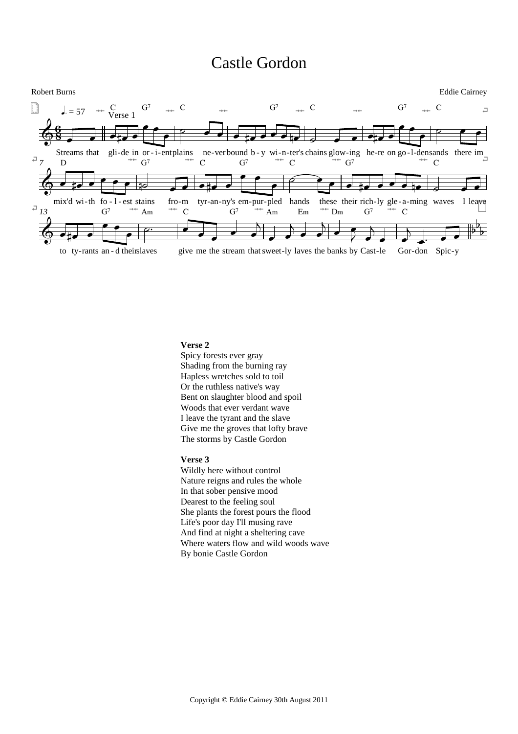# Castle Gordon

Robert Burns

Eddie Cairney

Streams that glide in orient plains never bound by winter's chains glowing here on golden sands there im mix'd with foulest stains from tyranny's empurpled hands these their richly gleaming waves I leave to tyrants and their slaves give me the stream that sweetly laves the banks by Castle Gordon Spicy

**Verse 2**
Spicy forests ever gray
Shading from the burning ray
Hapless wretches sold to toil
Or the ruthless native's way
Bent on slaughter blood and spoil
Woods that ever verdant wave
I leave the tyrant and the slave
Give me the groves that lofty brave
The storms by Castle Gordon

**Verse 3**
Wildly here without control
Nature reigns and rules the whole
In that sober pensive mood
Dearest to the feeling soul
She plants the forest pours the flood
Life's poor day I'll musing rave
And find at night a sheltering cave
Where waters flow and wild woods wave
By bonie Castle Gordon

Copyright © Eddie Cairney 30th August 2011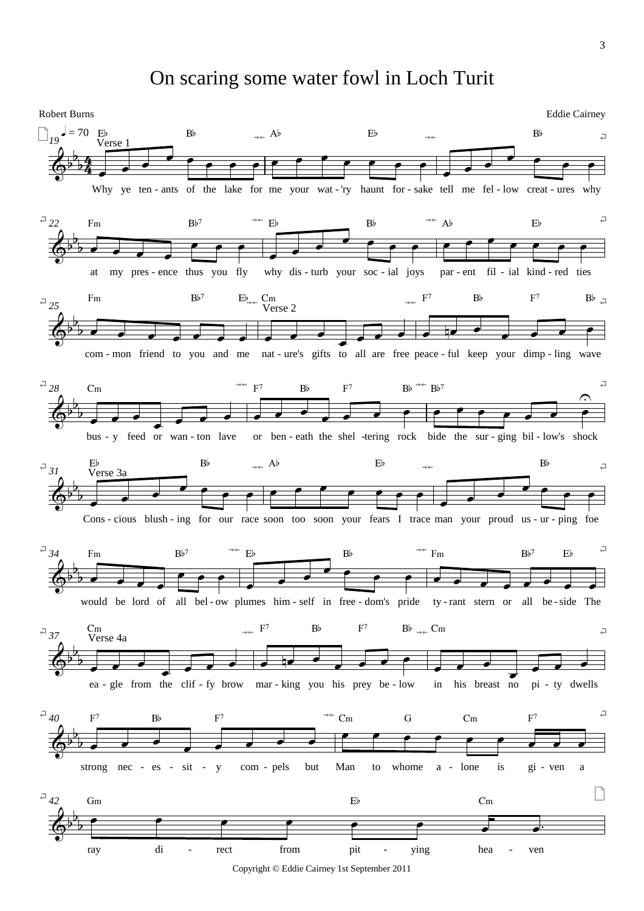# On scaring some water fowl in Loch Turit

Robert Burns

Eddie Cairney

Copyright © Eddie Cairney 1st September 2011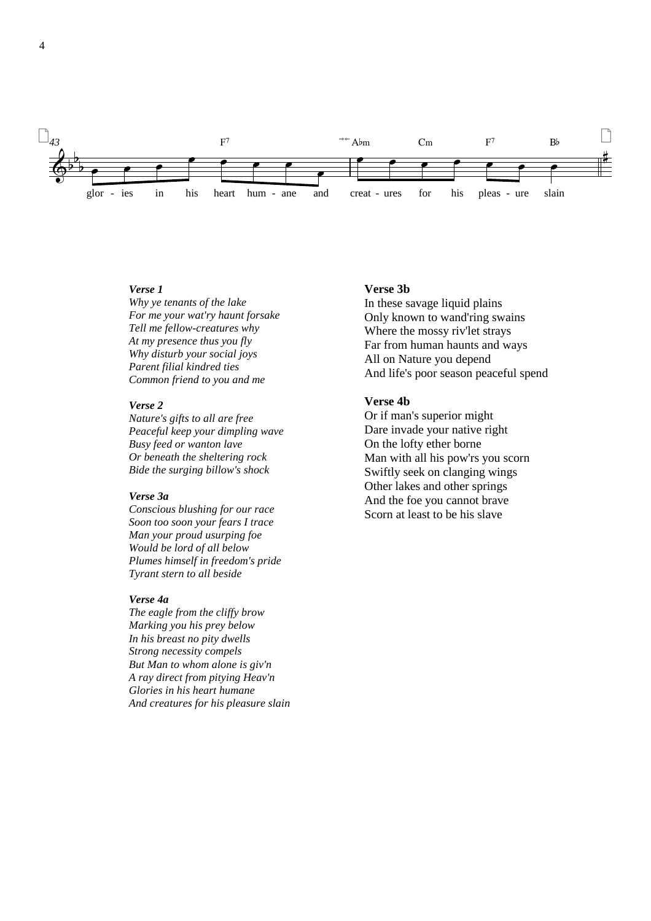43

F7 · A♭m · Cm · F7 · B♭

glor - ies in his heart hum - ane and creat - ures for his pleas - ure slain

***Verse 1***
*Why ye tenants of the lake*
*For me your wat'ry haunt forsake*
*Tell me fellow-creatures why*
*At my presence thus you fly*
*Why disturb your social joys*
*Parent filial kindred ties*
*Common friend to you and me*

***Verse 2***
*Nature's gifts to all are free*
*Peaceful keep your dimpling wave*
*Busy feed or wanton lave*
*Or beneath the sheltering rock*
*Bide the surging billow's shock*

***Verse 3a***
*Conscious blushing for our race*
*Soon too soon your fears I trace*
*Man your proud usurping foe*
*Would be lord of all below*
*Plumes himself in freedom's pride*
*Tyrant stern to all beside*

***Verse 4a***
*The eagle from the cliffy brow*
*Marking you his prey below*
*In his breast no pity dwells*
*Strong necessity compels*
*But Man to whom alone is giv'n*
*A ray direct from pitying Heav'n*
*Glories in his heart humane*
*And creatures for his pleasure slain*

**Verse 3b**
In these savage liquid plains
Only known to wand'ring swains
Where the mossy riv'let strays
Far from human haunts and ways
All on Nature you depend
And life's poor season peaceful spend

**Verse 4b**
Or if man's superior might
Dare invade your native right
On the lofty ether borne
Man with all his pow'rs you scorn
Swiftly seek on clanging wings
Other lakes and other springs
And the foe you cannot brave
Scorn at least to be his slave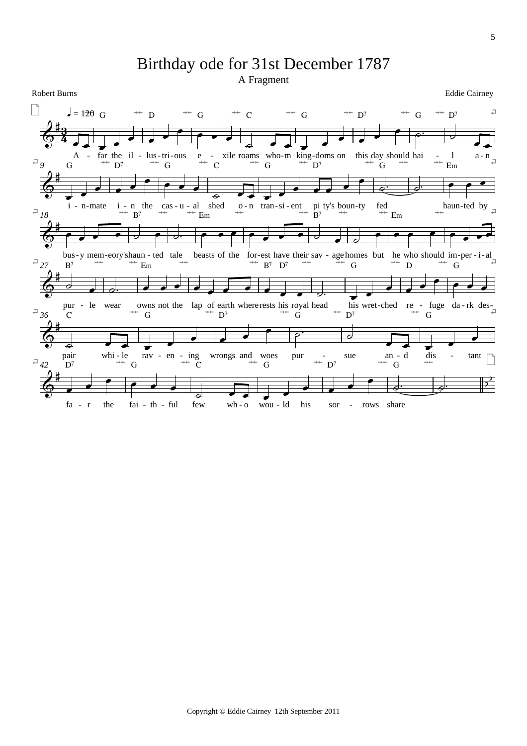# Birthday ode for 31st December 1787

## A Fragment

Robert Burns

Eddie Cairney

Copyright © Eddie Cairney 12th September 2011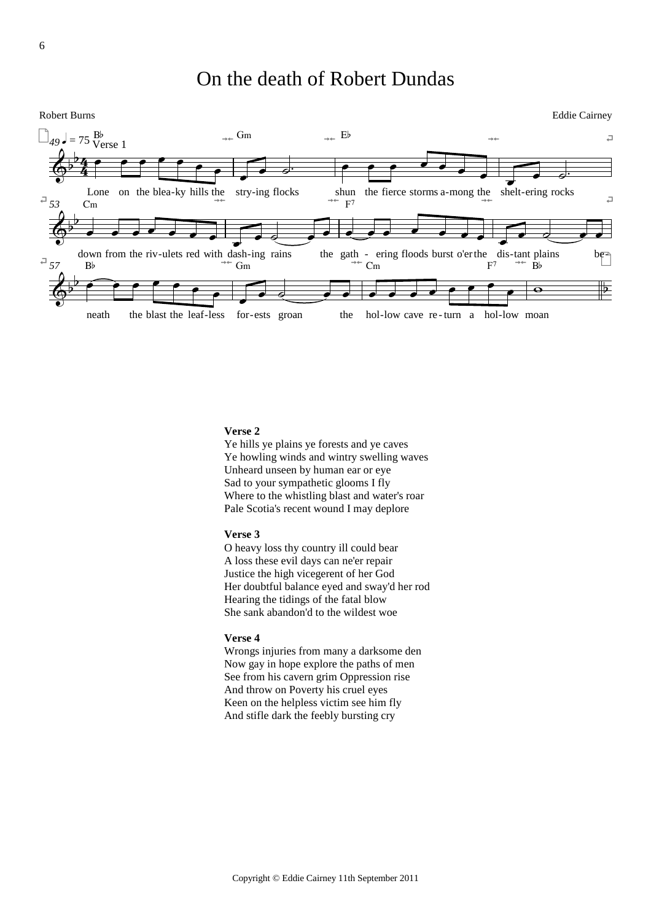# On the death of Robert Dundas

Robert Burns

Eddie Cairney

Lone on the blea-ky hills the stry-ing flocks shun the fierce storms a-mong the shelt-ering rocks down from the riv-ulets red with dash-ing rains the gath - ering floods burst o'er the dis-tant plains be-neath the blast the leaf-less for-ests groan the hol-low cave re-turn a hol-low moan

**Verse 2**

Ye hills ye plains ye forests and ye caves
Ye howling winds and wintry swelling waves
Unheard unseen by human ear or eye
Sad to your sympathetic glooms I fly
Where to the whistling blast and water's roar
Pale Scotia's recent wound I may deplore

**Verse 3**

O heavy loss thy country ill could bear
A loss these evil days can ne'er repair
Justice the high vicegerent of her God
Her doubtful balance eyed and sway'd her rod
Hearing the tidings of the fatal blow
She sank abandon'd to the wildest woe

**Verse 4**

Wrongs injuries from many a darksome den
Now gay in hope explore the paths of men
See from his cavern grim Oppression rise
And throw on Poverty his cruel eyes
Keen on the helpless victim see him fly
And stifle dark the feebly bursting cry

Copyright © Eddie Cairney 11th September 2011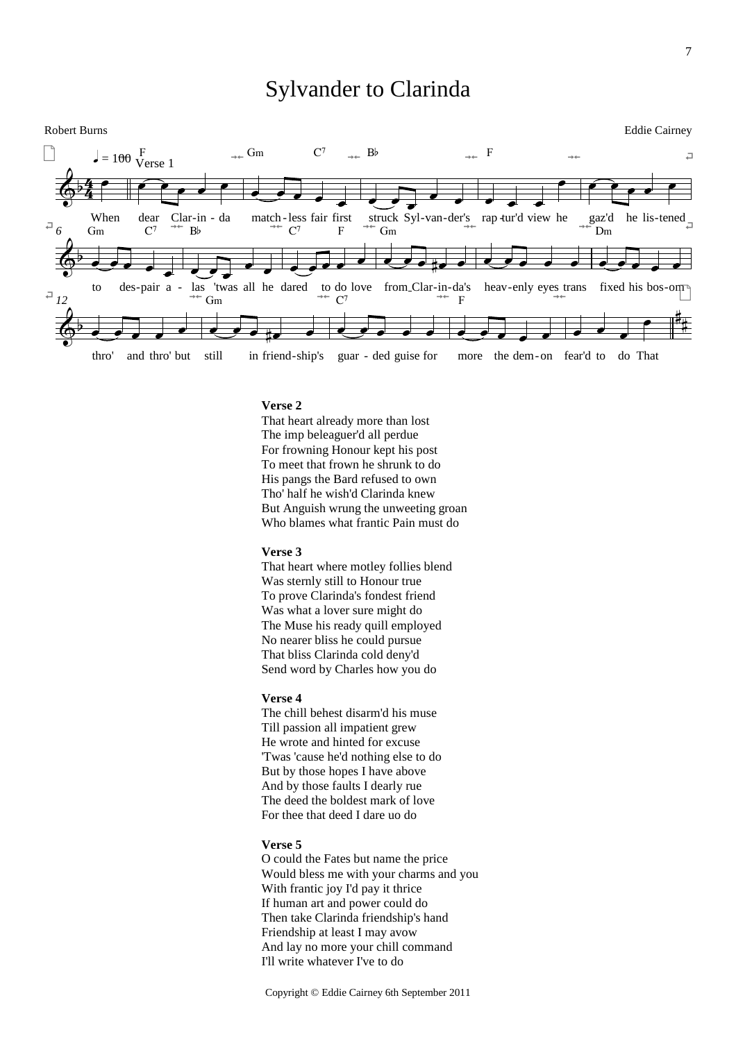# Sylvander to Clarinda

Robert Burns

Eddie Cairney

**Verse 1**

When dear Clar-in-da match-less fair first struck Syl-van-der's rap-tur'd view he gaz'd he lis-tened to des-pair a-las 'twas all he dared to do love from Clar-in-da's heav-enly eyes trans fixed his bos-om thro' and thro' but still in friend-ship's guar-ded guise for more the dem-on fear'd to do That

**Verse 2**

That heart already more than lost
The imp beleaguer'd all perdue
For frowning Honour kept his post
To meet that frown he shrunk to do
His pangs the Bard refused to own
Tho' half he wish'd Clarinda knew
But Anguish wrung the unweeting groan
Who blames what frantic Pain must do

**Verse 3**

That heart where motley follies blend
Was sternly still to Honour true
To prove Clarinda's fondest friend
Was what a lover sure might do
The Muse his ready quill employed
No nearer bliss he could pursue
That bliss Clarinda cold deny'd
Send word by Charles how you do

**Verse 4**

The chill behest disarm'd his muse
Till passion all impatient grew
He wrote and hinted for excuse
'Twas 'cause he'd nothing else to do
But by those hopes I have above
And by those faults I dearly rue
The deed the boldest mark of love
For thee that deed I dare uo do

**Verse 5**

O could the Fates but name the price
Would bless me with your charms and you
With frantic joy I'd pay it thrice
If human art and power could do
Then take Clarinda friendship's hand
Friendship at least I may avow
And lay no more your chill command
I'll write whatever I've to do

Copyright © Eddie Cairney 6th September 2011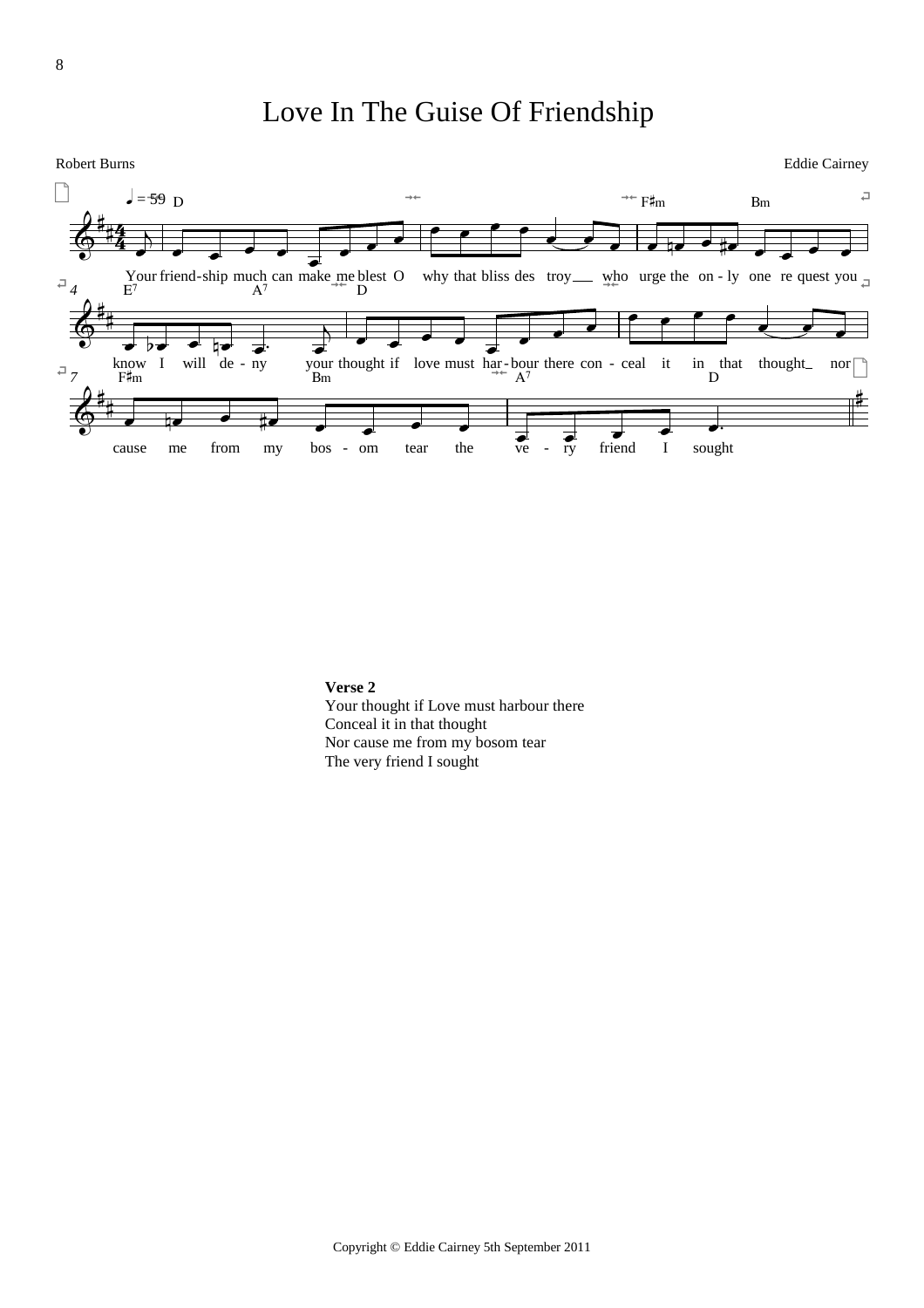# Love In The Guise Of Friendship

Robert Burns

Eddie Cairney

Your friend-ship much can make me blest O why that bliss des troy who urge the on-ly one re quest you know I will de-ny your thought if love must har-bour there con-ceal it in that thought nor cause me from my bos-om tear the ve-ry friend I sought

**Verse 2**

Your thought if Love must harbour there
Conceal it in that thought
Nor cause me from my bosom tear
The very friend I sought

Copyright © Eddie Cairney 5th September 2011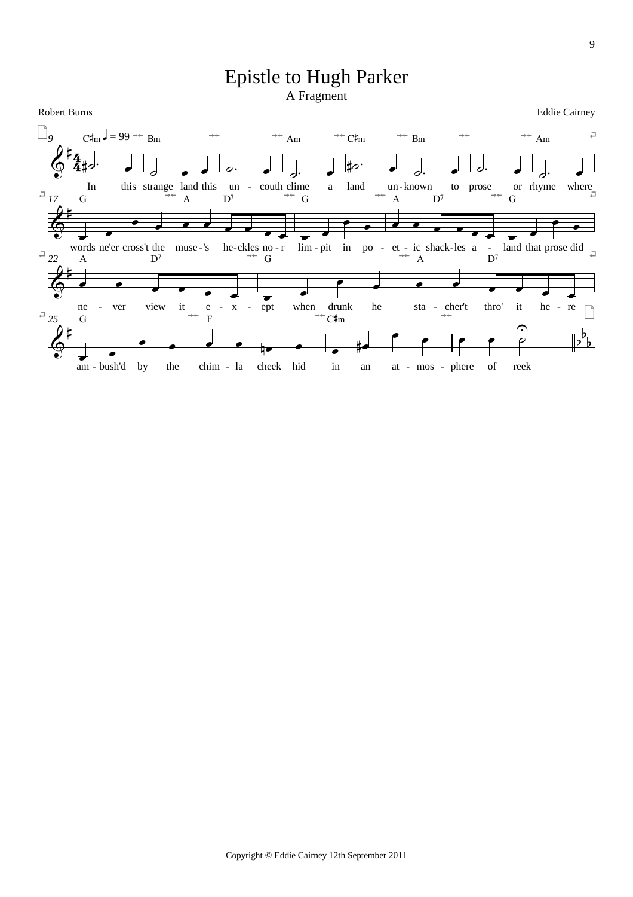# Epistle to Hugh Parker

## A Fragment

Robert Burns

Eddie Cairney

In this strange land this un - couth clime a land un-known to prose or rhyme where words ne'er cross't the muse-'s he-ckles no-r lim-pit in po - et - ic shack-les a - land that prose did ne - ver view it e - x - ept when drunk he sta - cher't thro' it he - re am - bush'd by the chim - la cheek hid in an at - mos - phere of reek

Copyright © Eddie Cairney 12th September 2011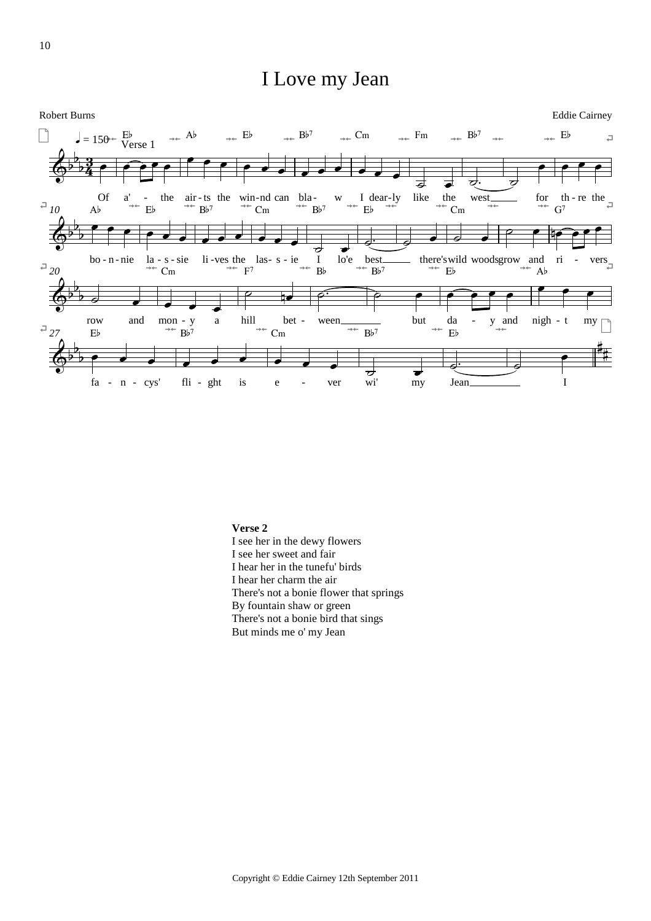# I Love my Jean

Robert Burns

Eddie Cairney

**Verse 2**
I see her in the dewy flowers
I see her sweet and fair
I hear her in the tunefu' birds
I hear her charm the air
There's not a bonie flower that springs
By fountain shaw or green
There's not a bonie bird that sings
But minds me o' my Jean

Copyright © Eddie Cairney 12th September 2011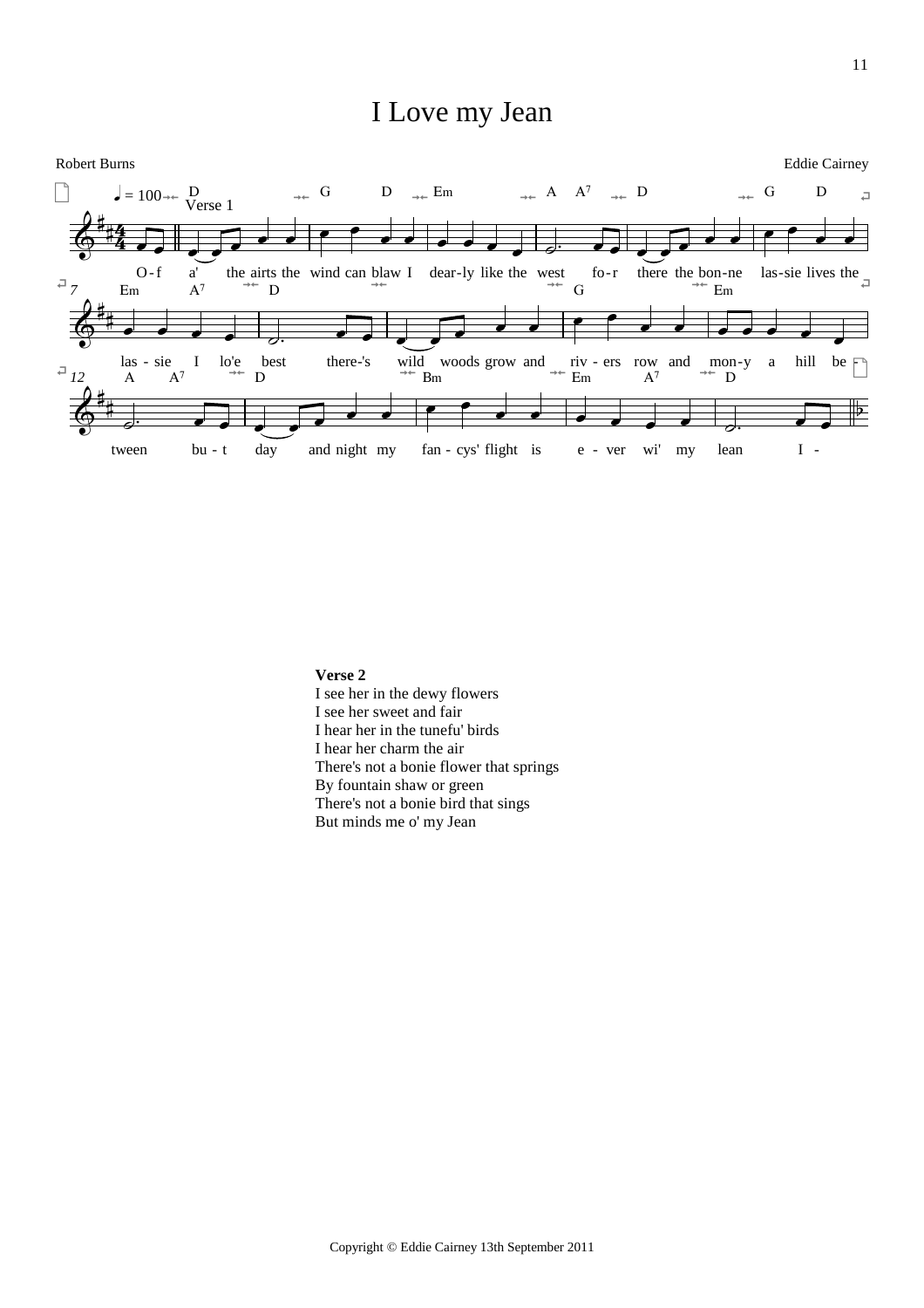# I Love my Jean

Robert Burns

Eddie Cairney

**Verse 2**
I see her in the dewy flowers
I see her sweet and fair
I hear her in the tunefu' birds
I hear her charm the air
There's not a bonie flower that springs
By fountain shaw or green
There's not a bonie bird that sings
But minds me o' my Jean

Copyright © Eddie Cairney 13th September 2011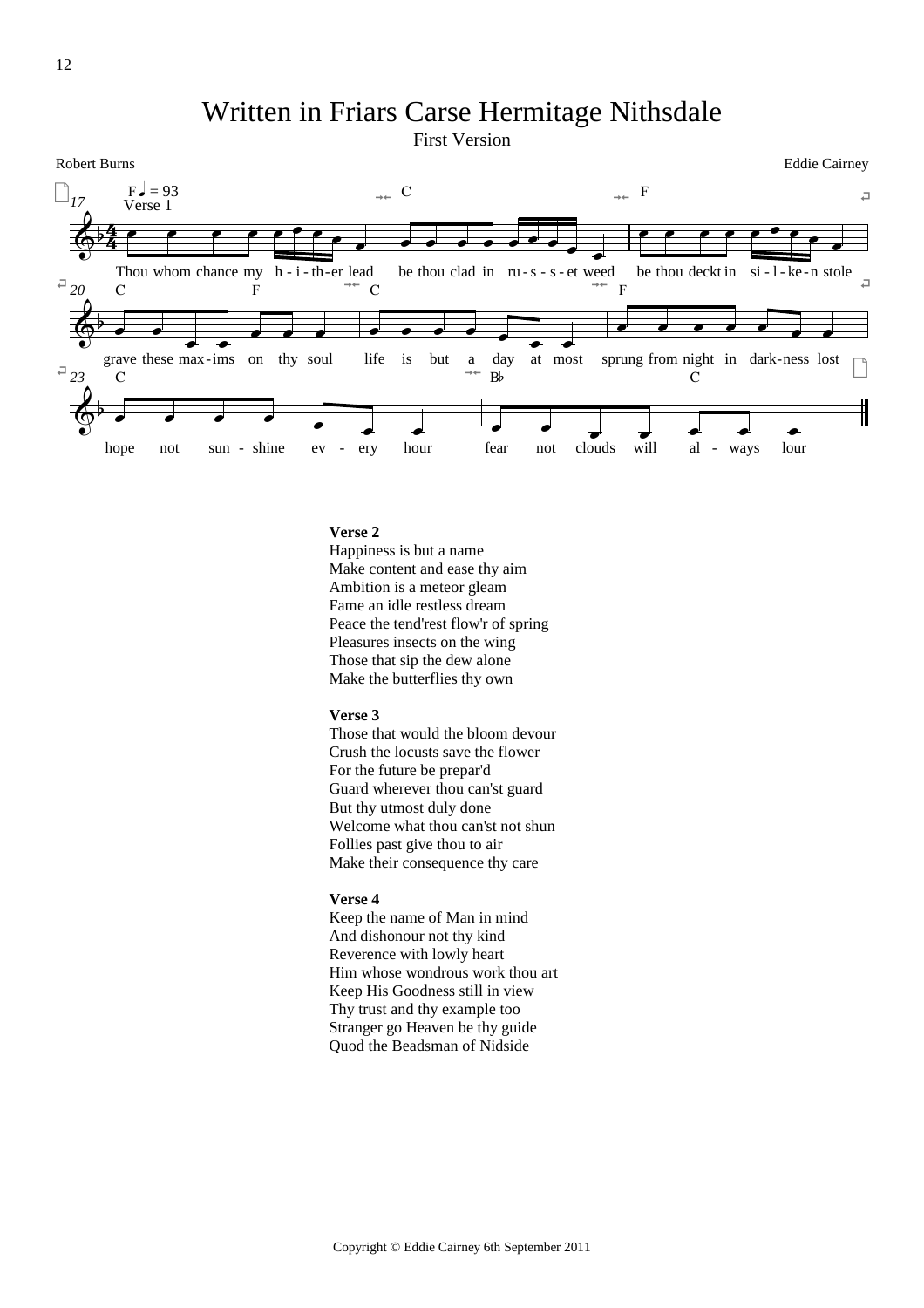# Written in Friars Carse Hermitage Nithsdale

First Version

Robert Burns

Eddie Cairney

Verse 1

Thou whom chance my hither lead
be thou clad in russet weed
be thou deckt in silken stole
grave these maxims on thy soul
life is but a day at most
sprung from night in darkness lost
hope not sunshine every hour
fear not clouds will always lour

**Verse 2**

Happiness is but a name
Make content and ease thy aim
Ambition is a meteor gleam
Fame an idle restless dream
Peace the tend'rest flow'r of spring
Pleasures insects on the wing
Those that sip the dew alone
Make the butterflies thy own

**Verse 3**

Those that would the bloom devour
Crush the locusts save the flower
For the future be prepar'd
Guard wherever thou can'st guard
But thy utmost duly done
Welcome what thou can'st not shun
Follies past give thou to air
Make their consequence thy care

**Verse 4**

Keep the name of Man in mind
And dishonour not thy kind
Reverence with lowly heart
Him whose wondrous work thou art
Keep His Goodness still in view
Thy trust and thy example too
Stranger go Heaven be thy guide
Quod the Beadsman of Nidside

Copyright © Eddie Cairney 6th September 2011